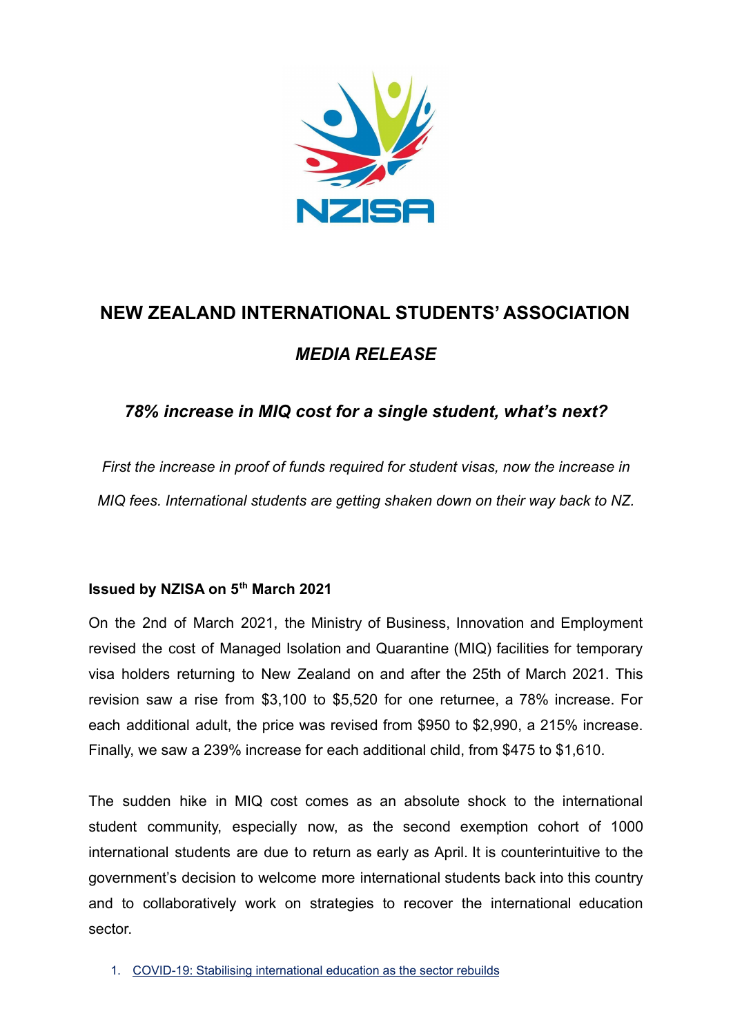NZISA

# NEW ZEALAND INTERNATIONAL STUDENTS' ASSOCIATION

## *MEDIA RELEASE*

### *78% increase in MIQ cost for a single student, what's next?*

*First the increase in proof of funds required for student visas, now the increase in MIQ fees. International students are getting shaken down on their way back to NZ.*

**Issued by NZISA on 5th March 2021**

On the 2nd of March 2021, the Ministry of Business, Innovation and Employment revised the cost of Managed Isolation and Quarantine (MIQ) facilities for temporary visa holders returning to New Zealand on and after the 25th of March 2021. This revision saw a rise from $3,100 to $5,520 for one returnee, a 78% increase. For each additional adult, the price was revised from $950 to $2,990, a 215% increase. Finally, we saw a 239% increase for each additional child, from $475 to $1,610.

The sudden hike in MIQ cost comes as an absolute shock to the international student community, especially now, as the second exemption cohort of 1000 international students are due to return as early as April. It is counterintuitive to the government's decision to welcome more international students back into this country and to collaboratively work on strategies to recover the international education sector.

1. COVID-19: Stabilising international education as the sector rebuilds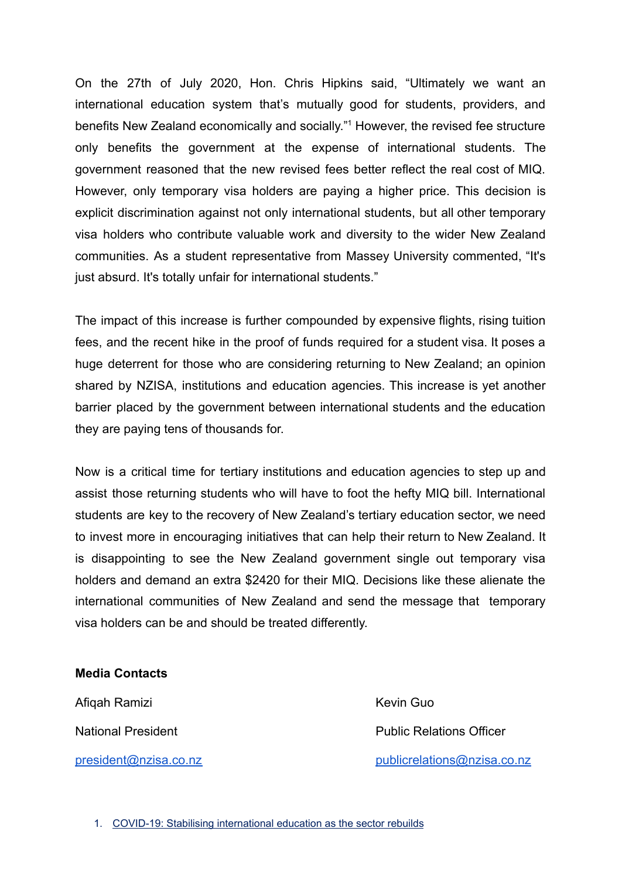On the 27th of July 2020, Hon. Chris Hipkins said, "Ultimately we want an international education system that's mutually good for students, providers, and benefits New Zealand economically and socially."[1] However, the revised fee structure only benefits the government at the expense of international students. The government reasoned that the new revised fees better reflect the real cost of MIQ. However, only temporary visa holders are paying a higher price. This decision is explicit discrimination against not only international students, but all other temporary visa holders who contribute valuable work and diversity to the wider New Zealand communities. As a student representative from Massey University commented, "It's just absurd. It's totally unfair for international students."

The impact of this increase is further compounded by expensive flights, rising tuition fees, and the recent hike in the proof of funds required for a student visa. It poses a huge deterrent for those who are considering returning to New Zealand; an opinion shared by NZISA, institutions and education agencies. This increase is yet another barrier placed by the government between international students and the education they are paying tens of thousands for.

Now is a critical time for tertiary institutions and education agencies to step up and assist those returning students who will have to foot the hefty MIQ bill. International students are key to the recovery of New Zealand's tertiary education sector, we need to invest more in encouraging initiatives that can help their return to New Zealand. It is disappointing to see the New Zealand government single out temporary visa holders and demand an extra $2420 for their MIQ. Decisions like these alienate the international communities of New Zealand and send the message that temporary visa holders can be and should be treated differently.

**Media Contacts**

Afiqah Ramizi
National President
president@nzisa.co.nz

Kevin Guo
Public Relations Officer
publicrelations@nzisa.co.nz

1. COVID-19: Stabilising international education as the sector rebuilds